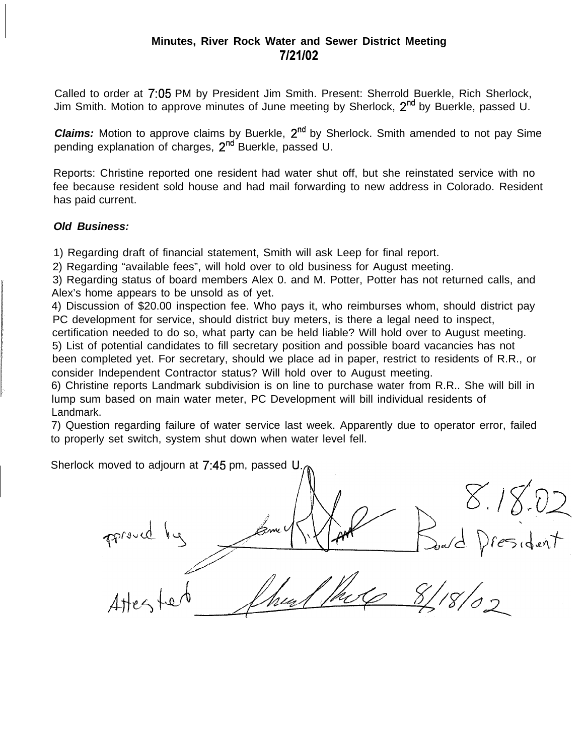**Minutes, River Rock Water and Sewer District Meeting**
**7/21/02**

Called to order at 7:05 PM by President Jim Smith. Present: Sherrold Buerkle, Rich Sherlock, Jim Smith. Motion to approve minutes of June meeting by Sherlock, 2nd by Buerkle, passed U.

***Claims:*** Motion to approve claims by Buerkle, 2nd by Sherlock. Smith amended to not pay Sime pending explanation of charges, 2nd Buerkle, passed U.

Reports: Christine reported one resident had water shut off, but she reinstated service with no fee because resident sold house and had mail forwarding to new address in Colorado. Resident has paid current.

***Old Business:***

1) Regarding draft of financial statement, Smith will ask Leep for final report.
2) Regarding "available fees", will hold over to old business for August meeting.
3) Regarding status of board members Alex 0. and M. Potter, Potter has not returned calls, and Alex's home appears to be unsold as of yet.
4) Discussion of $20.00 inspection fee. Who pays it, who reimburses whom, should district pay PC development for service, should district buy meters, is there a legal need to inspect, certification needed to do so, what party can be held liable? Will hold over to August meeting.
5) List of potential candidates to fill secretary position and possible board vacancies has not been completed yet. For secretary, should we place ad in paper, restrict to residents of R.R., or consider Independent Contractor status? Will hold over to August meeting.
6) Christine reports Landmark subdivision is on line to purchase water from R.R.. She will bill in lump sum based on main water meter, PC Development will bill individual residents of Landmark.
7) Question regarding failure of water service last week. Apparently due to operator error, failed to properly set switch, system shut down when water level fell.

Sherlock moved to adjourn at 7:45 pm, passed U.

Approved by [signature] Board President 8.18.02

Attested [signature] 8/18/02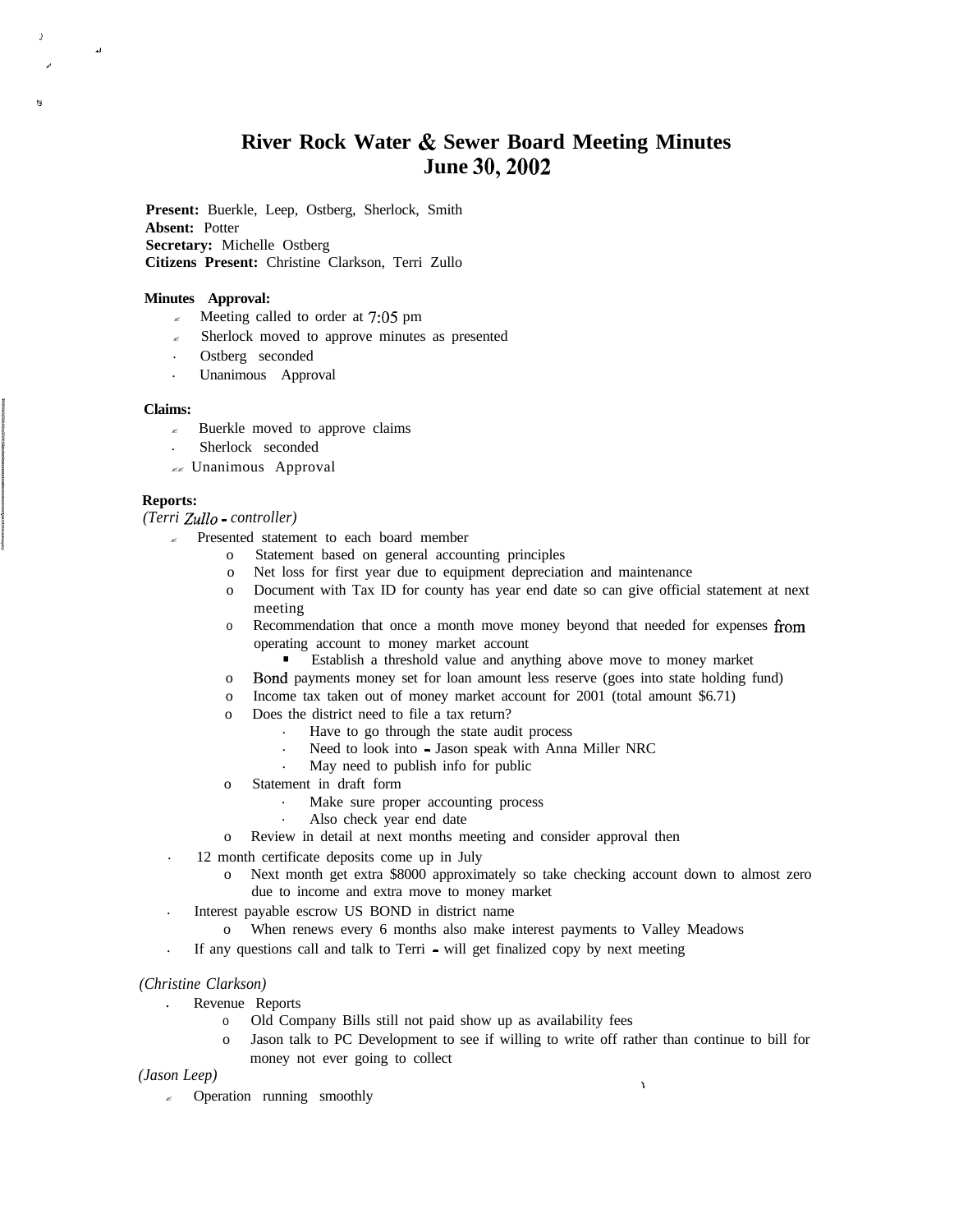# River Rock Water & Sewer Board Meeting Minutes
## June 30, 2002

**Present:** Buerkle, Leep, Ostberg, Sherlock, Smith
**Absent:** Potter
**Secretary:** Michelle Ostberg
**Citizens Present:** Christine Clarkson, Terri Zullo

**Minutes Approval:**

- Meeting called to order at 7:05 pm
- Sherlock moved to approve minutes as presented
- Ostberg seconded
- Unanimous Approval

**Claims:**

- Buerkle moved to approve claims
- Sherlock seconded
- Unanimous Approval

**Reports:**

*(Terri Zullo - controller)*

- Presented statement to each board member
  - Statement based on general accounting principles
  - Net loss for first year due to equipment depreciation and maintenance
  - Document with Tax ID for county has year end date so can give official statement at next meeting
  - Recommendation that once a month move money beyond that needed for expenses from operating account to money market account
    - Establish a threshold value and anything above move to money market
  - Bond payments money set for loan amount less reserve (goes into state holding fund)
  - Income tax taken out of money market account for 2001 (total amount $6.71)
  - Does the district need to file a tax return?
    - Have to go through the state audit process
    - Need to look into - Jason speak with Anna Miller NRC
    - May need to publish info for public
  - Statement in draft form
    - Make sure proper accounting process
    - Also check year end date
  - Review in detail at next months meeting and consider approval then
- 12 month certificate deposits come up in July
  - Next month get extra $8000 approximately so take checking account down to almost zero due to income and extra move to money market
- Interest payable escrow US BOND in district name
  - When renews every 6 months also make interest payments to Valley Meadows
- If any questions call and talk to Terri - will get finalized copy by next meeting

*(Christine Clarkson)*

- Revenue Reports
  - Old Company Bills still not paid show up as availability fees
  - Jason talk to PC Development to see if willing to write off rather than continue to bill for money not ever going to collect

*(Jason Leep)*

- Operation running smoothly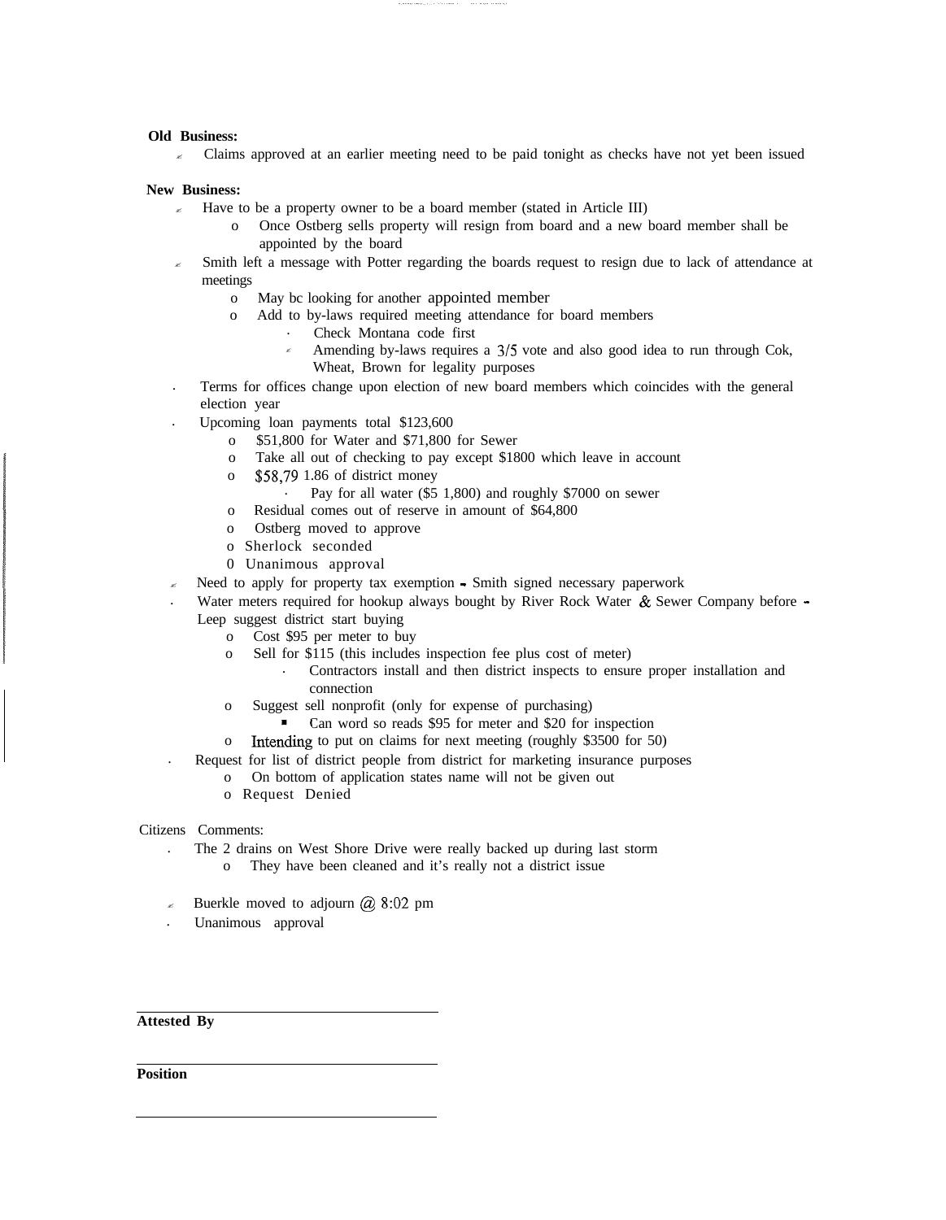**Old Business:**

- Claims approved at an earlier meeting need to be paid tonight as checks have not yet been issued

**New Business:**

- Have to be a property owner to be a board member (stated in Article III)
  - Once Ostberg sells property will resign from board and a new board member shall be appointed by the board
- Smith left a message with Potter regarding the boards request to resign due to lack of attendance at meetings
  - May bc looking for another appointed member
  - Add to by-laws required meeting attendance for board members
    - Check Montana code first
    - Amending by-laws requires a 3/5 vote and also good idea to run through Cok, Wheat, Brown for legality purposes
- Terms for offices change upon election of new board members which coincides with the general election year
- Upcoming loan payments total $123,600
  - $51,800 for Water and $71,800 for Sewer
  - Take all out of checking to pay except $1800 which leave in account
  - $58,79 1.86 of district money
    - Pay for all water ($5 1,800) and roughly $7000 on sewer
  - Residual comes out of reserve in amount of $64,800
  - Ostberg moved to approve
  - Sherlock seconded
  - Unanimous approval
- Need to apply for property tax exemption - Smith signed necessary paperwork
- Water meters required for hookup always bought by River Rock Water & Sewer Company before - Leep suggest district start buying
  - Cost $95 per meter to buy
  - Sell for $115 (this includes inspection fee plus cost of meter)
    - Contractors install and then district inspects to ensure proper installation and connection
  - Suggest sell nonprofit (only for expense of purchasing)
    - Can word so reads $95 for meter and $20 for inspection
  - Intending to put on claims for next meeting (roughly $3500 for 50)
- Request for list of district people from district for marketing insurance purposes
  - On bottom of application states name will not be given out
  - Request Denied

Citizens Comments:

- The 2 drains on West Shore Drive were really backed up during last storm
  - They have been cleaned and it's really not a district issue

- Buerkle moved to adjourn @ 8:02 pm
- Unanimous approval

**Attested By**

**Position**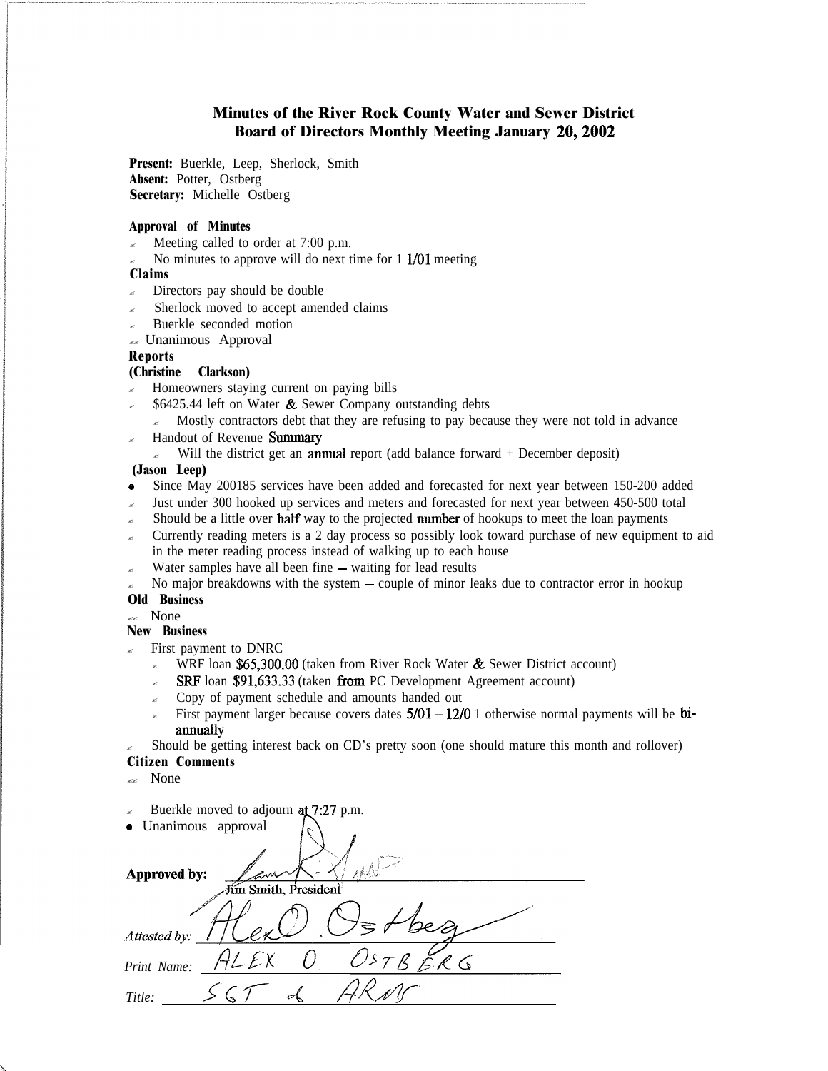# Minutes of the River Rock County Water and Sewer District Board of Directors Monthly Meeting January 20, 2002

**Present:** Buerkle, Leep, Sherlock, Smith
**Absent:** Potter, Ostberg
**Secretary:** Michelle Ostberg

**Approval of Minutes**

- Meeting called to order at 7:00 p.m.
- No minutes to approve will do next time for 1 1/01 meeting

**Claims**

- Directors pay should be double
- Sherlock moved to accept amended claims
- Buerkle seconded motion
- Unanimous Approval

**Reports**

**(Christine Clarkson)**

- Homeowners staying current on paying bills
- $6425.44 left on Water & Sewer Company outstanding debts
  - Mostly contractors debt that they are refusing to pay because they were not told in advance
- Handout of Revenue Summary
  - Will the district get an annual report (add balance forward + December deposit)

**(Jason Leep)**

- Since May 200185 services have been added and forecasted for next year between 150-200 added
- Just under 300 hooked up services and meters and forecasted for next year between 450-500 total
- Should be a little over half way to the projected number of hookups to meet the loan payments
- Currently reading meters is a 2 day process so possibly look toward purchase of new equipment to aid in the meter reading process instead of walking up to each house
- Water samples have all been fine – waiting for lead results
- No major breakdowns with the system – couple of minor leaks due to contractor error in hookup

**Old Business**

- None

**New Business**

- First payment to DNRC
  - WRF loan $65,300.00 (taken from River Rock Water & Sewer District account)
  - SRF loan $91,633.33 (taken from PC Development Agreement account)
  - Copy of payment schedule and amounts handed out
  - First payment larger because covers dates 5/01 – 12/0 1 otherwise normal payments will be bi-annually
- Should be getting interest back on CD's pretty soon (one should mature this month and rollover)

**Citizen Comments**

- None

- Buerkle moved to adjourn at 7:27 p.m.
- Unanimous approval

**Approved by:** [signature]
Jim Smith, President

*Attested by:* Alex O. Ostberg

*Print Name:* ALEX O. OSTBERG

*Title:* SGT at ARMS